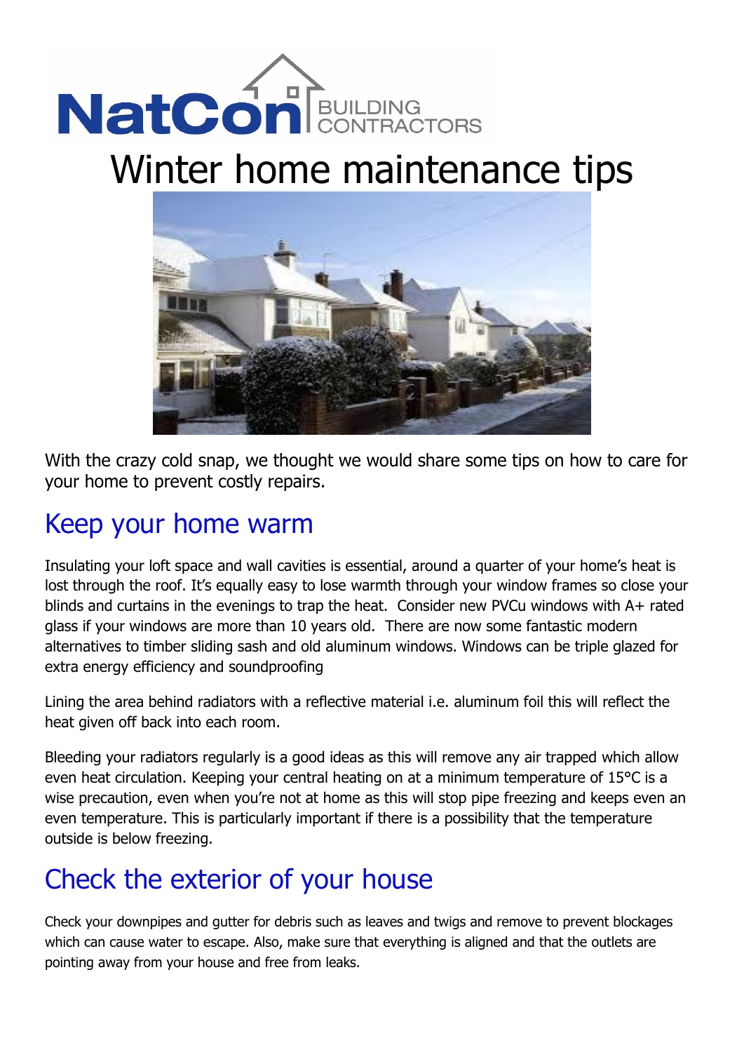NatCon BUILDING CONTRACTORS

# Winter home maintenance tips

With the crazy cold snap, we thought we would share some tips on how to care for your home to prevent costly repairs.

## Keep your home warm

Insulating your loft space and wall cavities is essential, around a quarter of your home's heat is lost through the roof. It's equally easy to lose warmth through your window frames so close your blinds and curtains in the evenings to trap the heat. Consider new PVCu windows with A+ rated glass if your windows are more than 10 years old. There are now some fantastic modern alternatives to timber sliding sash and old aluminum windows. Windows can be triple glazed for extra energy efficiency and soundproofing

Lining the area behind radiators with a reflective material i.e. aluminum foil this will reflect the heat given off back into each room.

Bleeding your radiators regularly is a good ideas as this will remove any air trapped which allow even heat circulation. Keeping your central heating on at a minimum temperature of 15°C is a wise precaution, even when you're not at home as this will stop pipe freezing and keeps even an even temperature. This is particularly important if there is a possibility that the temperature outside is below freezing.

## Check the exterior of your house

Check your downpipes and gutter for debris such as leaves and twigs and remove to prevent blockages which can cause water to escape. Also, make sure that everything is aligned and that the outlets are pointing away from your house and free from leaks.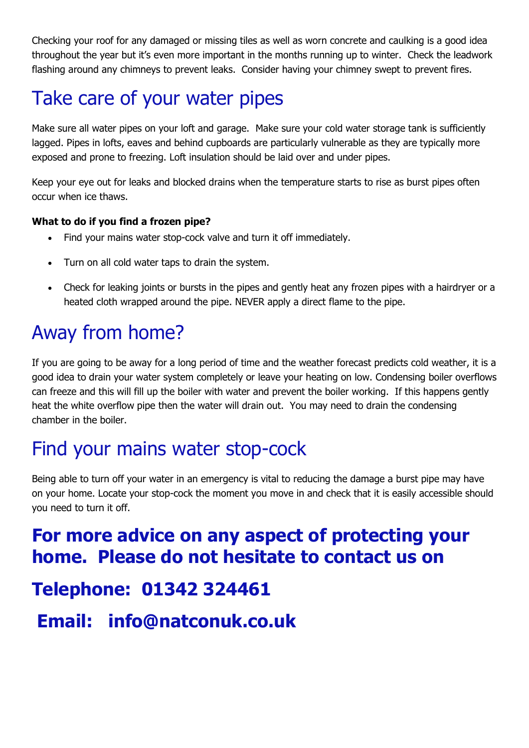Checking your roof for any damaged or missing tiles as well as worn concrete and caulking is a good idea throughout the year but it's even more important in the months running up to winter. Check the leadwork flashing around any chimneys to prevent leaks. Consider having your chimney swept to prevent fires.

## Take care of your water pipes

Make sure all water pipes on your loft and garage. Make sure your cold water storage tank is sufficiently lagged. Pipes in lofts, eaves and behind cupboards are particularly vulnerable as they are typically more exposed and prone to freezing. Loft insulation should be laid over and under pipes.

Keep your eye out for leaks and blocked drains when the temperature starts to rise as burst pipes often occur when ice thaws.

**What to do if you find a frozen pipe?**

- Find your mains water stop-cock valve and turn it off immediately.
- Turn on all cold water taps to drain the system.
- Check for leaking joints or bursts in the pipes and gently heat any frozen pipes with a hairdryer or a heated cloth wrapped around the pipe. NEVER apply a direct flame to the pipe.

## Away from home?

If you are going to be away for a long period of time and the weather forecast predicts cold weather, it is a good idea to drain your water system completely or leave your heating on low. Condensing boiler overflows can freeze and this will fill up the boiler with water and prevent the boiler working. If this happens gently heat the white overflow pipe then the water will drain out. You may need to drain the condensing chamber in the boiler.

## Find your mains water stop-cock

Being able to turn off your water in an emergency is vital to reducing the damage a burst pipe may have on your home. Locate your stop-cock the moment you move in and check that it is easily accessible should you need to turn it off.

## For more advice on any aspect of protecting your home. Please do not hesitate to contact us on

## Telephone: 01342 324461

## Email: info@natconuk.co.uk